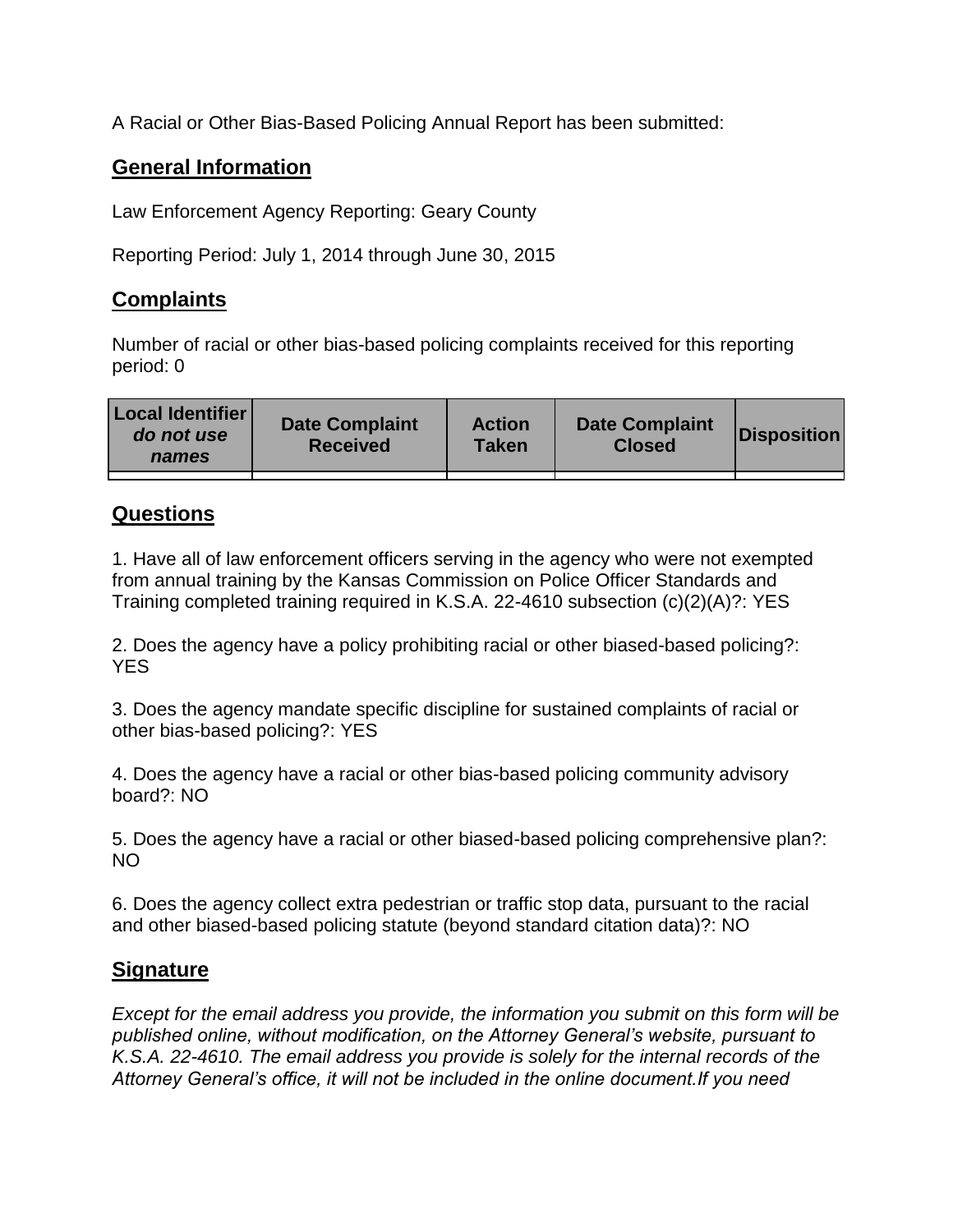A Racial or Other Bias-Based Policing Annual Report has been submitted:

## General Information

Law Enforcement Agency Reporting: Geary County

Reporting Period: July 1, 2014 through June 30, 2015

## Complaints

Number of racial or other bias-based policing complaints received for this reporting period: 0

| Local Identifier *do not use names* | Date Complaint Received | Action Taken | Date Complaint Closed | Disposition |
|---|---|---|---|---|
| | | | | |

## Questions

1. Have all of law enforcement officers serving in the agency who were not exempted from annual training by the Kansas Commission on Police Officer Standards and Training completed training required in K.S.A. 22-4610 subsection (c)(2)(A)?: YES

2. Does the agency have a policy prohibiting racial or other biased-based policing?: YES

3. Does the agency mandate specific discipline for sustained complaints of racial or other bias-based policing?: YES

4. Does the agency have a racial or other bias-based policing community advisory board?: NO

5. Does the agency have a racial or other biased-based policing comprehensive plan?: NO

6. Does the agency collect extra pedestrian or traffic stop data, pursuant to the racial and other biased-based policing statute (beyond standard citation data)?: NO

## Signature

*Except for the email address you provide, the information you submit on this form will be published online, without modification, on the Attorney General's website, pursuant to K.S.A. 22-4610. The email address you provide is solely for the internal records of the Attorney General's office, it will not be included in the online document.If you need*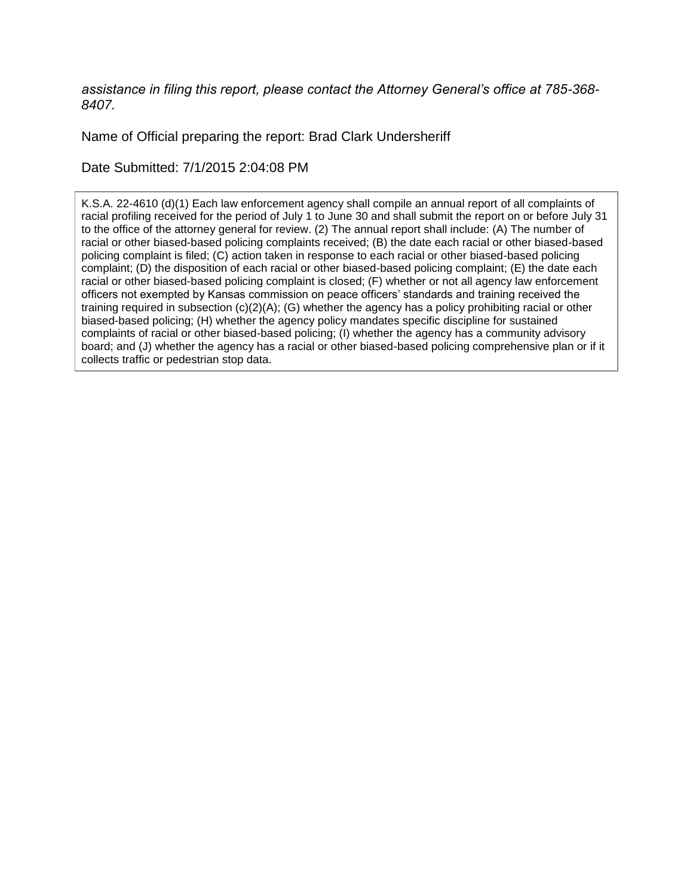*assistance in filing this report, please contact the Attorney General's office at 785-368-8407.*

Name of Official preparing the report: Brad Clark Undersheriff

Date Submitted: 7/1/2015 2:04:08 PM

K.S.A. 22-4610 (d)(1) Each law enforcement agency shall compile an annual report of all complaints of racial profiling received for the period of July 1 to June 30 and shall submit the report on or before July 31 to the office of the attorney general for review. (2) The annual report shall include: (A) The number of racial or other biased-based policing complaints received; (B) the date each racial or other biased-based policing complaint is filed; (C) action taken in response to each racial or other biased-based policing complaint; (D) the disposition of each racial or other biased-based policing complaint; (E) the date each racial or other biased-based policing complaint is closed; (F) whether or not all agency law enforcement officers not exempted by Kansas commission on peace officers' standards and training received the training required in subsection (c)(2)(A); (G) whether the agency has a policy prohibiting racial or other biased-based policing; (H) whether the agency policy mandates specific discipline for sustained complaints of racial or other biased-based policing; (I) whether the agency has a community advisory board; and (J) whether the agency has a racial or other biased-based policing comprehensive plan or if it collects traffic or pedestrian stop data.